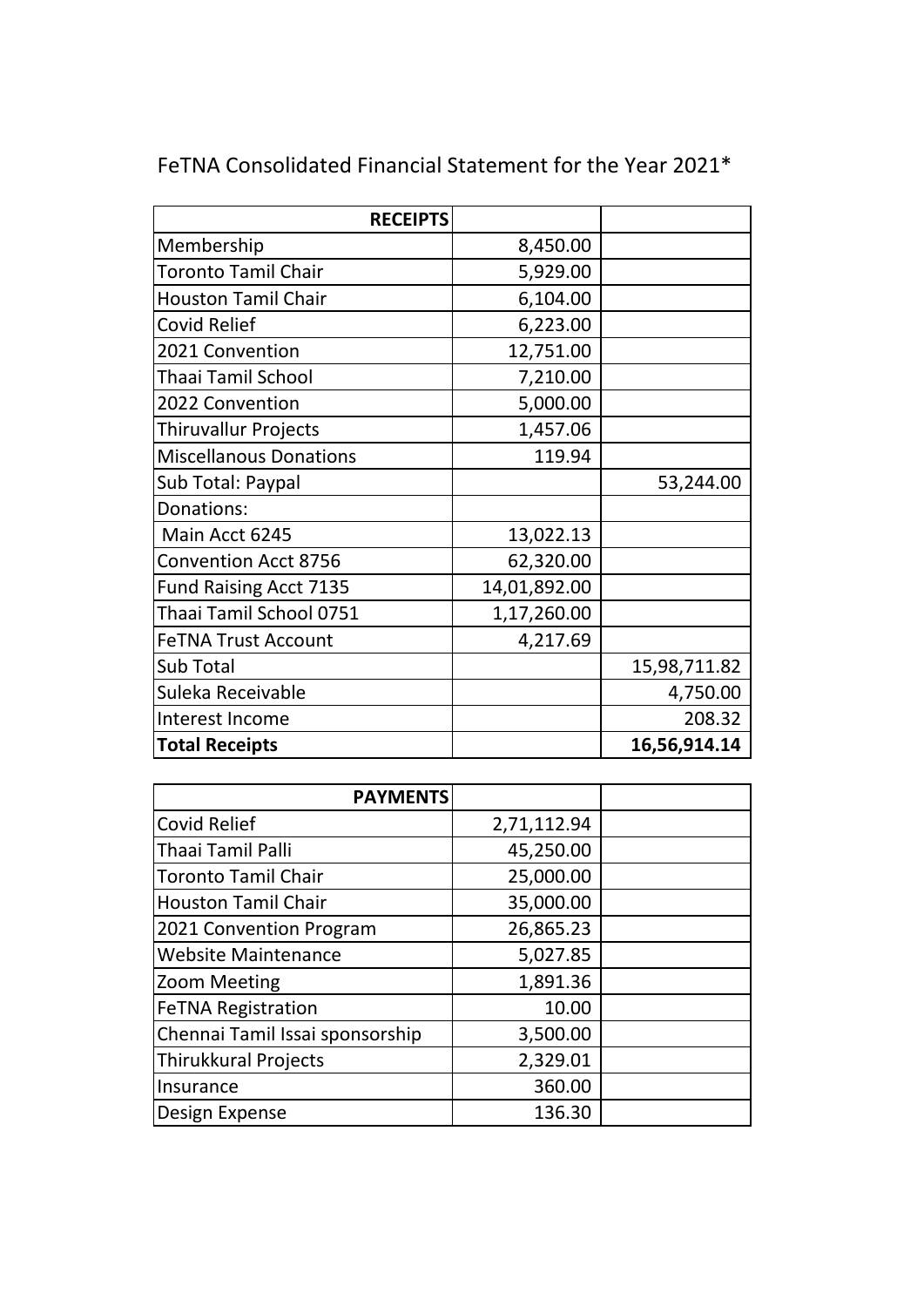FeTNA Consolidated Financial Statement for the Year 2021*

| RECEIPTS | | |
|---|---|---|
| Membership | 8,450.00 | |
| Toronto Tamil Chair | 5,929.00 | |
| Houston Tamil Chair | 6,104.00 | |
| Covid Relief | 6,223.00 | |
| 2021 Convention | 12,751.00 | |
| Thaai Tamil School | 7,210.00 | |
| 2022 Convention | 5,000.00 | |
| Thiruvallur Projects | 1,457.06 | |
| Miscellanous Donations | 119.94 | |
| Sub Total: Paypal | | 53,244.00 |
| Donations: | | |
| Main Acct 6245 | 13,022.13 | |
| Convention Acct 8756 | 62,320.00 | |
| Fund Raising Acct 7135 | 14,01,892.00 | |
| Thaai Tamil School 0751 | 1,17,260.00 | |
| FeTNA Trust Account | 4,217.69 | |
| Sub Total | | 15,98,711.82 |
| Suleka Receivable | | 4,750.00 |
| Interest Income | | 208.32 |
| **Total Receipts** | | **16,56,914.14** |

| PAYMENTS | | |
|---|---|---|
| Covid Relief | 2,71,112.94 | |
| Thaai Tamil Palli | 45,250.00 | |
| Toronto Tamil Chair | 25,000.00 | |
| Houston Tamil Chair | 35,000.00 | |
| 2021 Convention Program | 26,865.23 | |
| Website Maintenance | 5,027.85 | |
| Zoom Meeting | 1,891.36 | |
| FeTNA Registration | 10.00 | |
| Chennai Tamil Issai sponsorship | 3,500.00 | |
| Thirukkural Projects | 2,329.01 | |
| Insurance | 360.00 | |
| Design Expense | 136.30 | |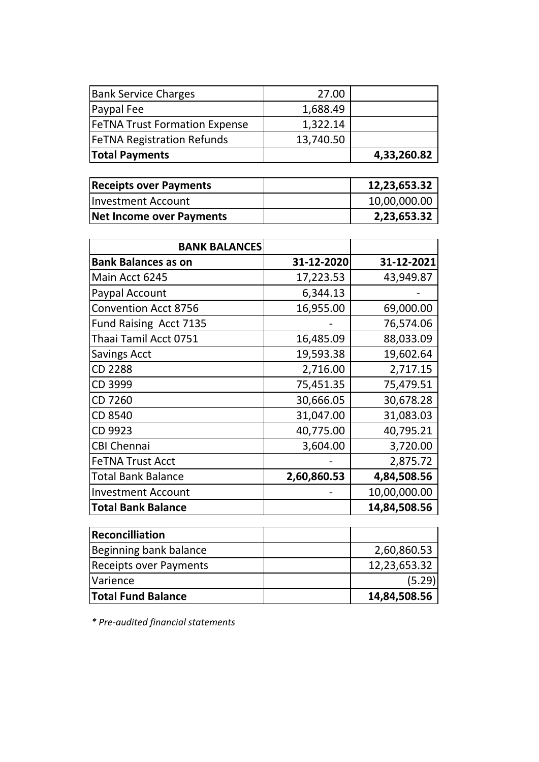| | | |
|---|---|---|
| Bank Service Charges | 27.00 | |
| Paypal Fee | 1,688.49 | |
| FeTNA Trust Formation Expense | 1,322.14 | |
| FeTNA Registration Refunds | 13,740.50 | |
| **Total Payments** | | **4,33,260.82** |

| | | |
|---|---|---|
| **Receipts over Payments** | | **12,23,653.32** |
| Investment Account | | 10,00,000.00 |
| **Net Income over Payments** | | **2,23,653.32** |

| **BANK BALANCES** | | |
|---|---|---|
| **Bank Balances as on** | **31-12-2020** | **31-12-2021** |
| Main Acct 6245 | 17,223.53 | 43,949.87 |
| Paypal Account | 6,344.13 | - |
| Convention Acct 8756 | 16,955.00 | 69,000.00 |
| Fund Raising Acct 7135 | - | 76,574.06 |
| Thaai Tamil Acct 0751 | 16,485.09 | 88,033.09 |
| Savings Acct | 19,593.38 | 19,602.64 |
| CD 2288 | 2,716.00 | 2,717.15 |
| CD 3999 | 75,451.35 | 75,479.51 |
| CD 7260 | 30,666.05 | 30,678.28 |
| CD 8540 | 31,047.00 | 31,083.03 |
| CD 9923 | 40,775.00 | 40,795.21 |
| CBI Chennai | 3,604.00 | 3,720.00 |
| FeTNA Trust Acct | - | 2,875.72 |
| Total Bank Balance | **2,60,860.53** | **4,84,508.56** |
| Investment Account | - | 10,00,000.00 |
| **Total Bank Balance** | | **14,84,508.56** |

| **Reconcilliation** | | |
|---|---|---|
| Beginning bank balance | | 2,60,860.53 |
| Receipts over Payments | | 12,23,653.32 |
| Varience | | (5.29) |
| **Total Fund Balance** | | **14,84,508.56** |

*\* Pre-audited financial statements*